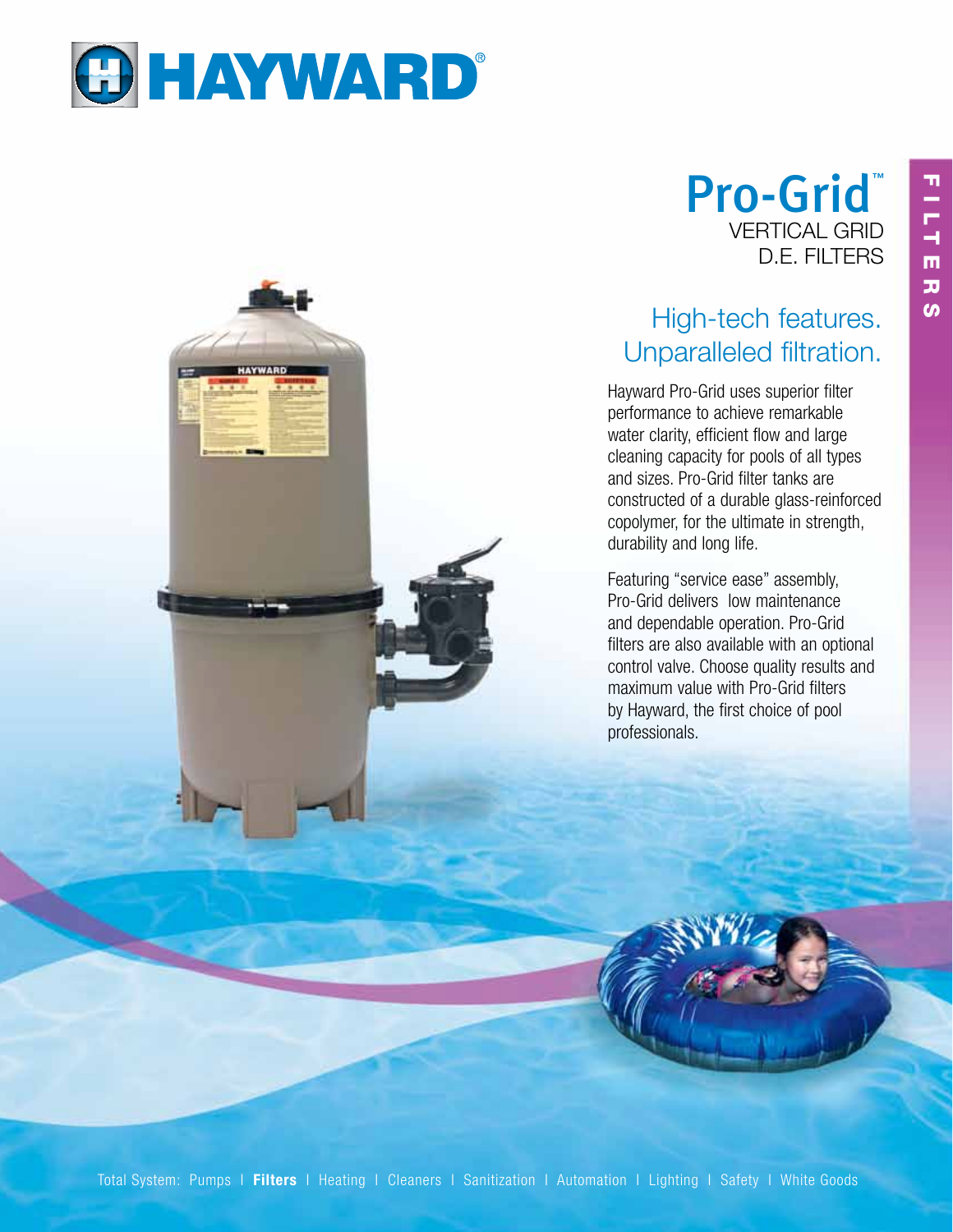# HAYWARD®

## Pro-Grid™
### VERTICAL GRID D.E. FILTERS

FILTERS

## High-tech features. Unparalleled filtration.

Hayward Pro-Grid uses superior filter performance to achieve remarkable water clarity, efficient flow and large cleaning capacity for pools of all types and sizes. Pro-Grid filter tanks are constructed of a durable glass-reinforced copolymer, for the ultimate in strength, durability and long life.

Featuring "service ease" assembly, Pro-Grid delivers low maintenance and dependable operation. Pro-Grid filters are also available with an optional control valve. Choose quality results and maximum value with Pro-Grid filters by Hayward, the first choice of pool professionals.

Total System: Pumps | **Filters** | Heating | Cleaners | Sanitization | Automation | Lighting | Safety | White Goods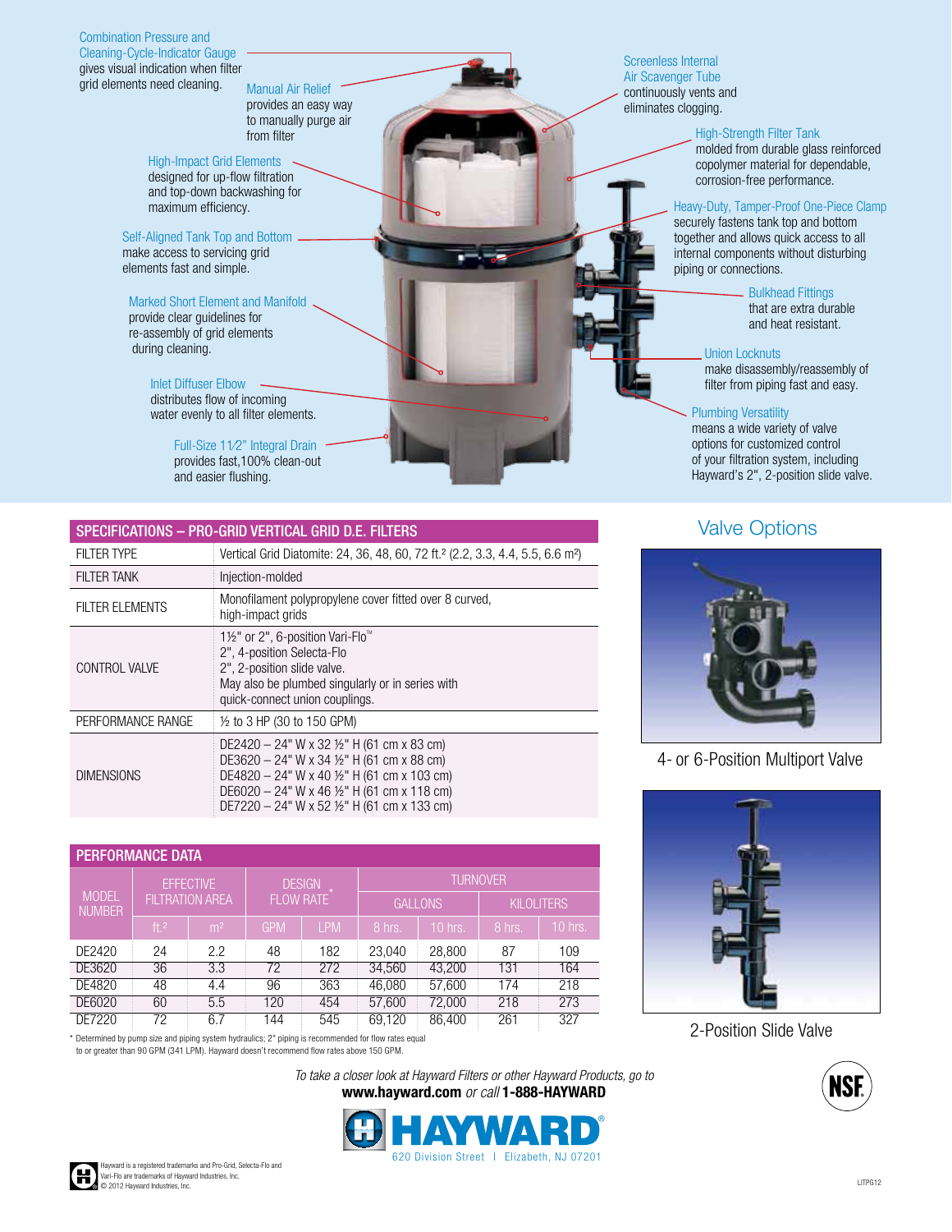**Combination Pressure and Cleaning-Cycle-Indicator Gauge** gives visual indication when filter grid elements need cleaning.

**Manual Air Relief** provides an easy way to manually purge air from filter

**High-Impact Grid Elements** designed for up-flow filtration and top-down backwashing for maximum efficiency.

**Self-Aligned Tank Top and Bottom** make access to servicing grid elements fast and simple.

**Marked Short Element and Manifold** provide clear guidelines for re-assembly of grid elements during cleaning.

**Inlet Diffuser Elbow** distributes flow of incoming water evenly to all filter elements.

**Full-Size 1½" Integral Drain** provides fast,100% clean-out and easier flushing.

**Screenless Internal Air Scavenger Tube** continuously vents and eliminates clogging.

**High-Strength Filter Tank** molded from durable glass reinforced copolymer material for dependable, corrosion-free performance.

**Heavy-Duty, Tamper-Proof One-Piece Clamp** securely fastens tank top and bottom together and allows quick access to all internal components without disturbing piping or connections.

**Bulkhead Fittings** that are extra durable and heat resistant.

**Union Locknuts** make disassembly/reassembly of filter from piping fast and easy.

**Plumbing Versatility** means a wide variety of valve options for customized control of your filtration system, including Hayward's 2", 2-position slide valve.

## SPECIFICATIONS – PRO-GRID VERTICAL GRID D.E. FILTERS

| | |
|---|---|
| FILTER TYPE | Vertical Grid Diatomite: 24, 36, 48, 60, 72 ft.² (2.2, 3.3, 4.4, 5.5, 6.6 m²) |
| FILTER TANK | Injection-molded |
| FILTER ELEMENTS | Monofilament polypropylene cover fitted over 8 curved, high-impact grids |
| CONTROL VALVE | 1½" or 2", 6-position Vari-Flo™<br>2", 4-position Selecta-Flo<br>2", 2-position slide valve.<br>May also be plumbed singularly or in series with quick-connect union couplings. |
| PERFORMANCE RANGE | ½ to 3 HP (30 to 150 GPM) |
| DIMENSIONS | DE2420 – 24" W x 32 ½" H (61 cm x 83 cm)<br>DE3620 – 24" W x 34 ½" H (61 cm x 88 cm)<br>DE4820 – 24" W x 40 ½" H (61 cm x 103 cm)<br>DE6020 – 24" W x 46 ½" H (61 cm x 118 cm)<br>DE7220 – 24" W x 52 ½" H (61 cm x 133 cm) |

## PERFORMANCE DATA

| MODEL NUMBER | EFFECTIVE FILTRATION AREA | | DESIGN FLOW RATE* | | TURNOVER | | | |
|---|---|---|---|---|---|---|---|---|
| | | | | | GALLONS | | KILOLITERS | |
| | ft.² | m² | GPM | LPM | 8 hrs. | 10 hrs. | 8 hrs. | 10 hrs. |
| DE2420 | 24 | 2.2 | 48 | 182 | 23,040 | 28,800 | 87 | 109 |
| DE3620 | 36 | 3.3 | 72 | 272 | 34,560 | 43,200 | 131 | 164 |
| DE4820 | 48 | 4.4 | 96 | 363 | 46,080 | 57,600 | 174 | 218 |
| DE6020 | 60 | 5.5 | 120 | 454 | 57,600 | 72,000 | 218 | 273 |
| DE7220 | 72 | 6.7 | 144 | 545 | 69,120 | 86,400 | 261 | 327 |

* Determined by pump size and piping system hydraulics; 2" piping is recommended for flow rates equal to or greater than 90 GPM (341 LPM). Hayward doesn't recommend flow rates above 150 GPM.

## Valve Options

4- or 6-Position Multiport Valve

2-Position Slide Valve

*To take a closer look at Hayward Filters or other Hayward Products, go to* **www.hayward.com** *or call* **1-888-HAYWARD**

HAYWARD®
620 Division Street | Elizabeth, NJ 07201

NSF

Hayward is a registered trademarks and Pro-Grid, Selecta-Flo and Vari-Flo are trademarks of Hayward Industries, Inc.
© 2012 Hayward Industries, Inc.

LITPG12